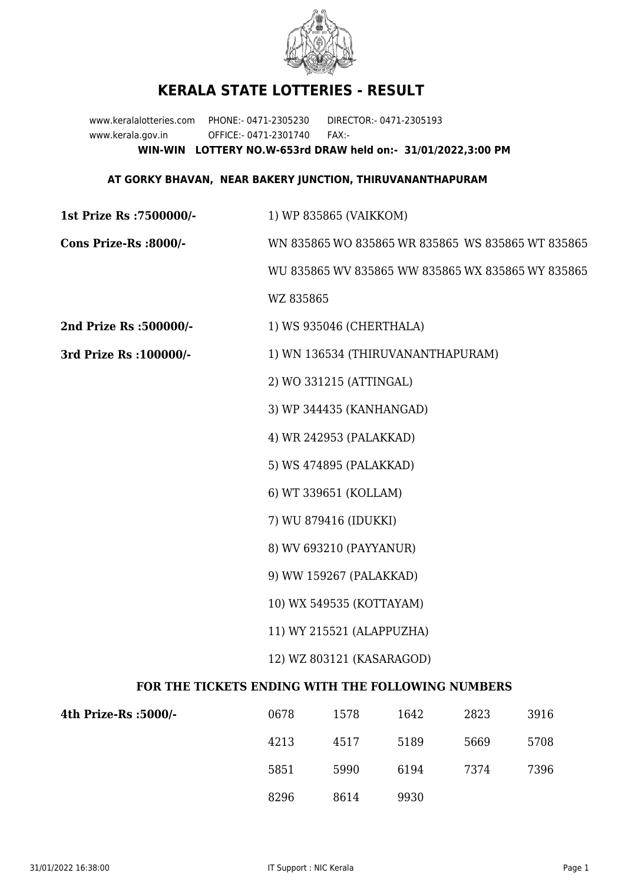# KERALA STATE LOTTERIES - RESULT

www.keralalotteries.com PHONE:- 0471-2305230 DIRECTOR:- 0471-2305193
www.kerala.gov.in OFFICE:- 0471-2301740 FAX:-

**WIN-WIN LOTTERY NO.W-653rd DRAW held on:- 31/01/2022,3:00 PM**

**AT GORKY BHAVAN, NEAR BAKERY JUNCTION, THIRUVANANTHAPURAM**

**1st Prize Rs :7500000/-** 1) WP 835865 (VAIKKOM)

**Cons Prize-Rs :8000/-** WN 835865 WO 835865 WR 835865 WS 835865 WT 835865 WU 835865 WV 835865 WW 835865 WX 835865 WY 835865 WZ 835865

**2nd Prize Rs :500000/-** 1) WS 935046 (CHERTHALA)

**3rd Prize Rs :100000/-**
1) WN 136534 (THIRUVANANTHAPURAM)
2) WO 331215 (ATTINGAL)
3) WP 344435 (KANHANGAD)
4) WR 242953 (PALAKKAD)
5) WS 474895 (PALAKKAD)
6) WT 339651 (KOLLAM)
7) WU 879416 (IDUKKI)
8) WV 693210 (PAYYANUR)
9) WW 159267 (PALAKKAD)
10) WX 549535 (KOTTAYAM)
11) WY 215521 (ALAPPUZHA)
12) WZ 803121 (KASARAGOD)

**FOR THE TICKETS ENDING WITH THE FOLLOWING NUMBERS**

**4th Prize-Rs :5000/-**

| | | | | |
|---|---|---|---|---|
| 0678 | 1578 | 1642 | 2823 | 3916 |
| 4213 | 4517 | 5189 | 5669 | 5708 |
| 5851 | 5990 | 6194 | 7374 | 7396 |
| 8296 | 8614 | 9930 | | |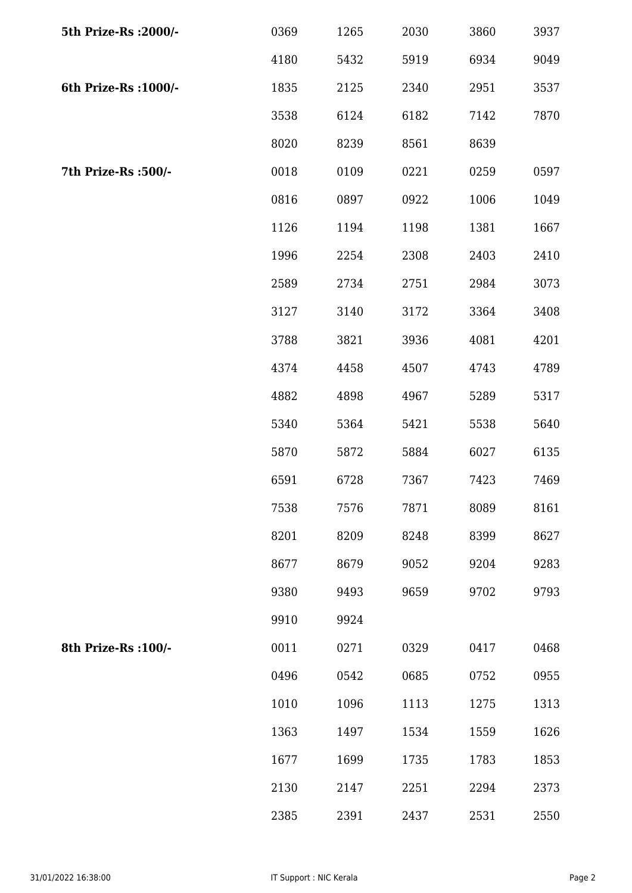| | | | | | |
|---|---|---|---|---|---|
| **5th Prize-Rs :2000/-** | 0369 | 1265 | 2030 | 3860 | 3937 |
| | 4180 | 5432 | 5919 | 6934 | 9049 |
| **6th Prize-Rs :1000/-** | 1835 | 2125 | 2340 | 2951 | 3537 |
| | 3538 | 6124 | 6182 | 7142 | 7870 |
| | 8020 | 8239 | 8561 | 8639 | |
| **7th Prize-Rs :500/-** | 0018 | 0109 | 0221 | 0259 | 0597 |
| | 0816 | 0897 | 0922 | 1006 | 1049 |
| | 1126 | 1194 | 1198 | 1381 | 1667 |
| | 1996 | 2254 | 2308 | 2403 | 2410 |
| | 2589 | 2734 | 2751 | 2984 | 3073 |
| | 3127 | 3140 | 3172 | 3364 | 3408 |
| | 3788 | 3821 | 3936 | 4081 | 4201 |
| | 4374 | 4458 | 4507 | 4743 | 4789 |
| | 4882 | 4898 | 4967 | 5289 | 5317 |
| | 5340 | 5364 | 5421 | 5538 | 5640 |
| | 5870 | 5872 | 5884 | 6027 | 6135 |
| | 6591 | 6728 | 7367 | 7423 | 7469 |
| | 7538 | 7576 | 7871 | 8089 | 8161 |
| | 8201 | 8209 | 8248 | 8399 | 8627 |
| | 8677 | 8679 | 9052 | 9204 | 9283 |
| | 9380 | 9493 | 9659 | 9702 | 9793 |
| | 9910 | 9924 | | | |
| **8th Prize-Rs :100/-** | 0011 | 0271 | 0329 | 0417 | 0468 |
| | 0496 | 0542 | 0685 | 0752 | 0955 |
| | 1010 | 1096 | 1113 | 1275 | 1313 |
| | 1363 | 1497 | 1534 | 1559 | 1626 |
| | 1677 | 1699 | 1735 | 1783 | 1853 |
| | 2130 | 2147 | 2251 | 2294 | 2373 |
| | 2385 | 2391 | 2437 | 2531 | 2550 |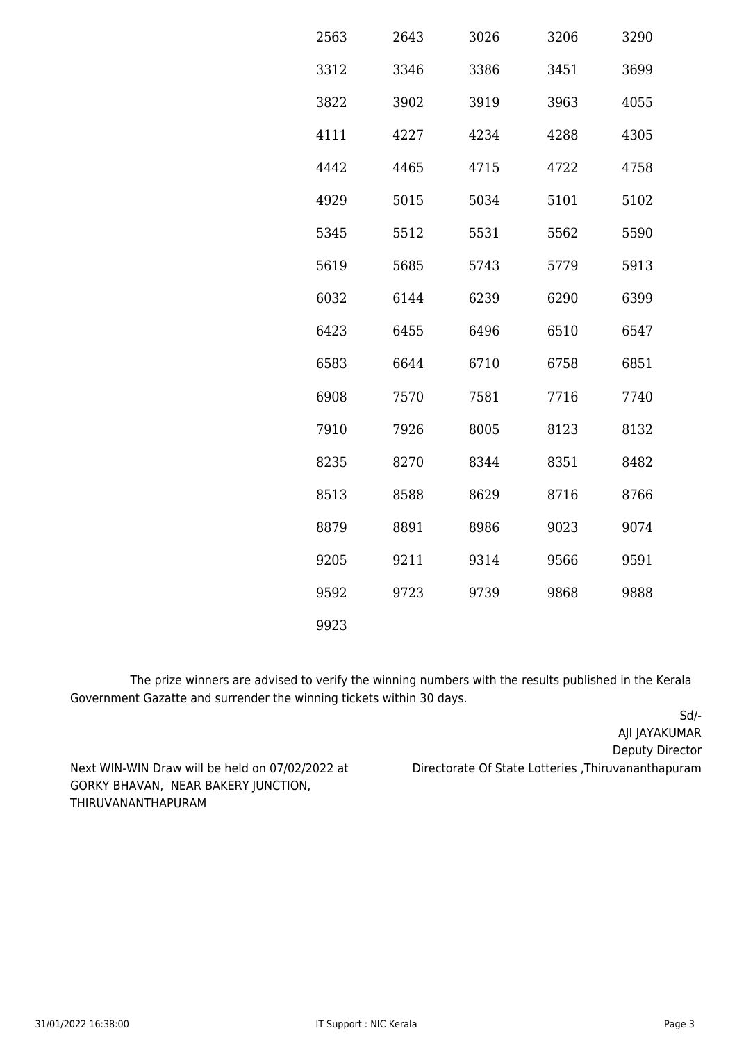| | | | | |
|---|---|---|---|---|
| 2563 | 2643 | 3026 | 3206 | 3290 |
| 3312 | 3346 | 3386 | 3451 | 3699 |
| 3822 | 3902 | 3919 | 3963 | 4055 |
| 4111 | 4227 | 4234 | 4288 | 4305 |
| 4442 | 4465 | 4715 | 4722 | 4758 |
| 4929 | 5015 | 5034 | 5101 | 5102 |
| 5345 | 5512 | 5531 | 5562 | 5590 |
| 5619 | 5685 | 5743 | 5779 | 5913 |
| 6032 | 6144 | 6239 | 6290 | 6399 |
| 6423 | 6455 | 6496 | 6510 | 6547 |
| 6583 | 6644 | 6710 | 6758 | 6851 |
| 6908 | 7570 | 7581 | 7716 | 7740 |
| 7910 | 7926 | 8005 | 8123 | 8132 |
| 8235 | 8270 | 8344 | 8351 | 8482 |
| 8513 | 8588 | 8629 | 8716 | 8766 |
| 8879 | 8891 | 8986 | 9023 | 9074 |
| 9205 | 9211 | 9314 | 9566 | 9591 |
| 9592 | 9723 | 9739 | 9868 | 9888 |
| 9923 | | | | |

The prize winners are advised to verify the winning numbers with the results published in the Kerala Government Gazatte and surrender the winning tickets within 30 days.

Sd/-
AJI JAYAKUMAR
Deputy Director
Directorate Of State Lotteries ,Thiruvananthapuram

Next WIN-WIN Draw will be held on 07/02/2022 at GORKY BHAVAN, NEAR BAKERY JUNCTION, THIRUVANANTHAPURAM